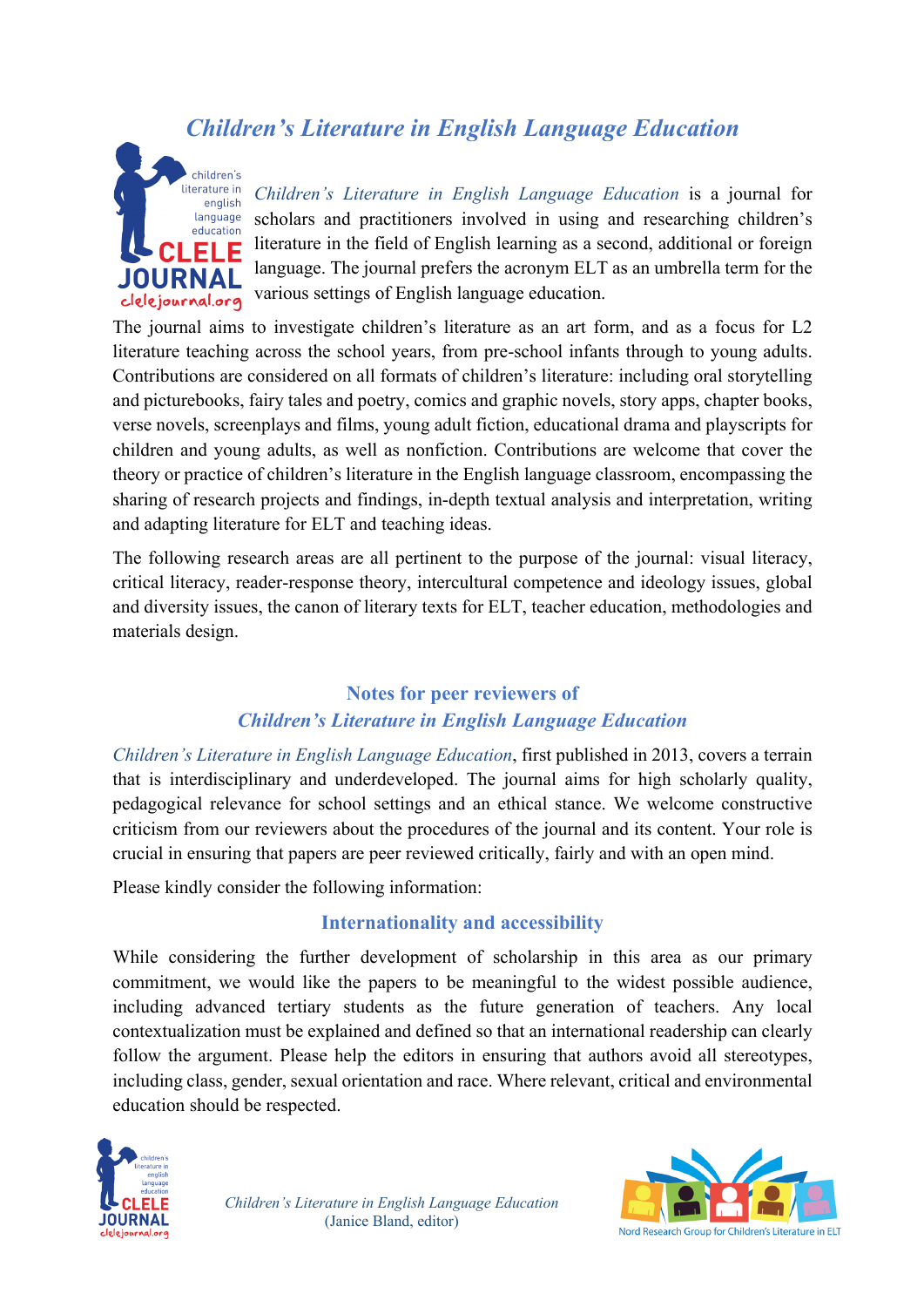# *Children's Literature in English Language Education*

*Children's Literature in English Language Education* is a journal for scholars and practitioners involved in using and researching children's literature in the field of English learning as a second, additional or foreign language. The journal prefers the acronym ELT as an umbrella term for the various settings of English language education.

The journal aims to investigate children's literature as an art form, and as a focus for L2 literature teaching across the school years, from pre-school infants through to young adults. Contributions are considered on all formats of children's literature: including oral storytelling and picturebooks, fairy tales and poetry, comics and graphic novels, story apps, chapter books, verse novels, screenplays and films, young adult fiction, educational drama and playscripts for children and young adults, as well as nonfiction. Contributions are welcome that cover the theory or practice of children's literature in the English language classroom, encompassing the sharing of research projects and findings, in-depth textual analysis and interpretation, writing and adapting literature for ELT and teaching ideas.

The following research areas are all pertinent to the purpose of the journal: visual literacy, critical literacy, reader-response theory, intercultural competence and ideology issues, global and diversity issues, the canon of literary texts for ELT, teacher education, methodologies and materials design.

## Notes for peer reviewers of *Children's Literature in English Language Education*

*Children's Literature in English Language Education*, first published in 2013, covers a terrain that is interdisciplinary and underdeveloped. The journal aims for high scholarly quality, pedagogical relevance for school settings and an ethical stance. We welcome constructive criticism from our reviewers about the procedures of the journal and its content. Your role is crucial in ensuring that papers are peer reviewed critically, fairly and with an open mind.

Please kindly consider the following information:

### Internationality and accessibility

While considering the further development of scholarship in this area as our primary commitment, we would like the papers to be meaningful to the widest possible audience, including advanced tertiary students as the future generation of teachers. Any local contextualization must be explained and defined so that an international readership can clearly follow the argument. Please help the editors in ensuring that authors avoid all stereotypes, including class, gender, sexual orientation and race. Where relevant, critical and environmental education should be respected.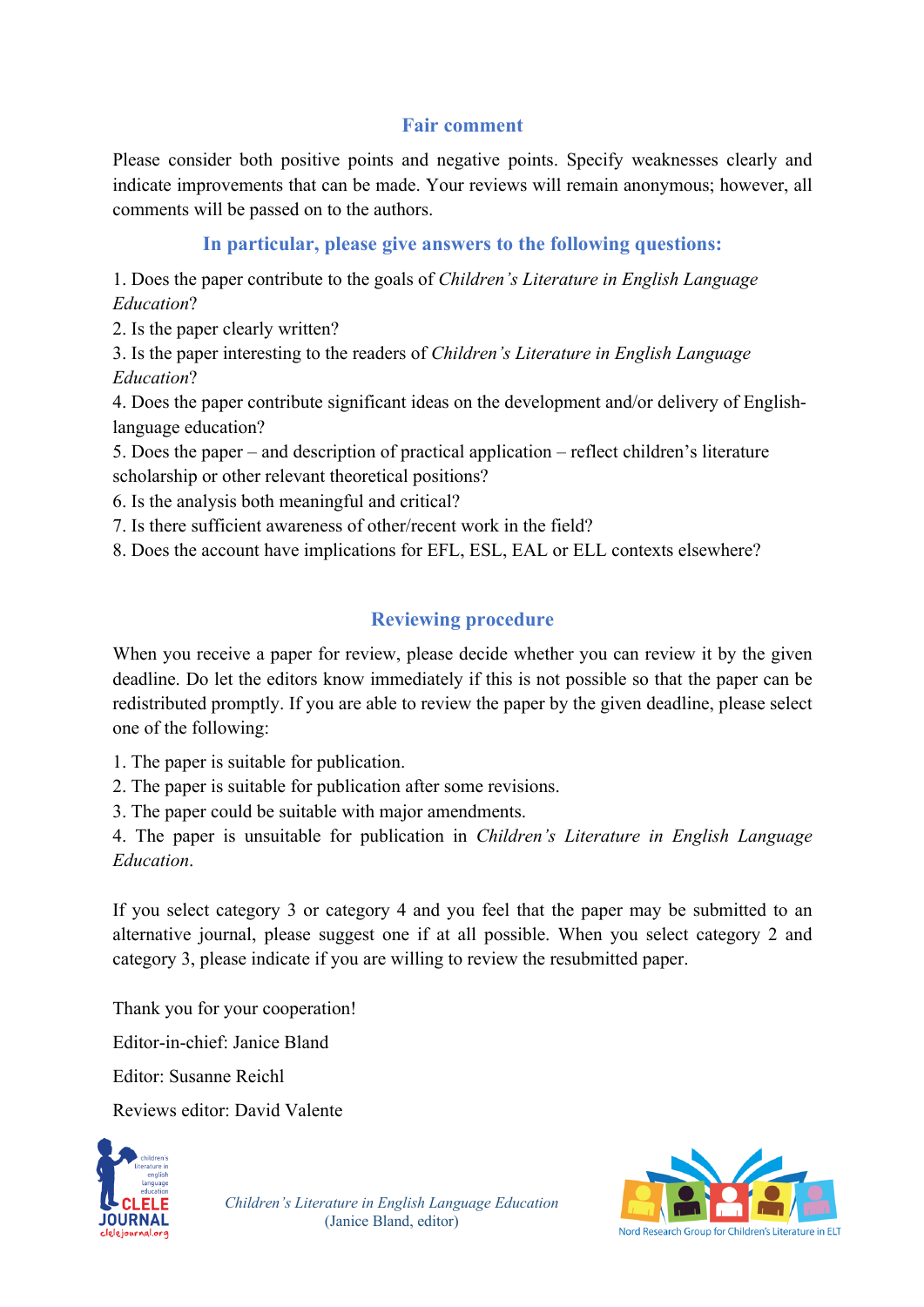## Fair comment

Please consider both positive points and negative points. Specify weaknesses clearly and indicate improvements that can be made. Your reviews will remain anonymous; however, all comments will be passed on to the authors.

## In particular, please give answers to the following questions:

1. Does the paper contribute to the goals of *Children's Literature in English Language Education*?
2. Is the paper clearly written?
3. Is the paper interesting to the readers of *Children's Literature in English Language Education*?
4. Does the paper contribute significant ideas on the development and/or delivery of English-language education?
5. Does the paper – and description of practical application – reflect children's literature scholarship or other relevant theoretical positions?
6. Is the analysis both meaningful and critical?
7. Is there sufficient awareness of other/recent work in the field?
8. Does the account have implications for EFL, ESL, EAL or ELL contexts elsewhere?

## Reviewing procedure

When you receive a paper for review, please decide whether you can review it by the given deadline. Do let the editors know immediately if this is not possible so that the paper can be redistributed promptly. If you are able to review the paper by the given deadline, please select one of the following:

1. The paper is suitable for publication.
2. The paper is suitable for publication after some revisions.
3. The paper could be suitable with major amendments.
4. The paper is unsuitable for publication in *Children's Literature in English Language Education*.

If you select category 3 or category 4 and you feel that the paper may be submitted to an alternative journal, please suggest one if at all possible. When you select category 2 and category 3, please indicate if you are willing to review the resubmitted paper.

Thank you for your cooperation!

Editor-in-chief: Janice Bland

Editor: Susanne Reichl

Reviews editor: David Valente